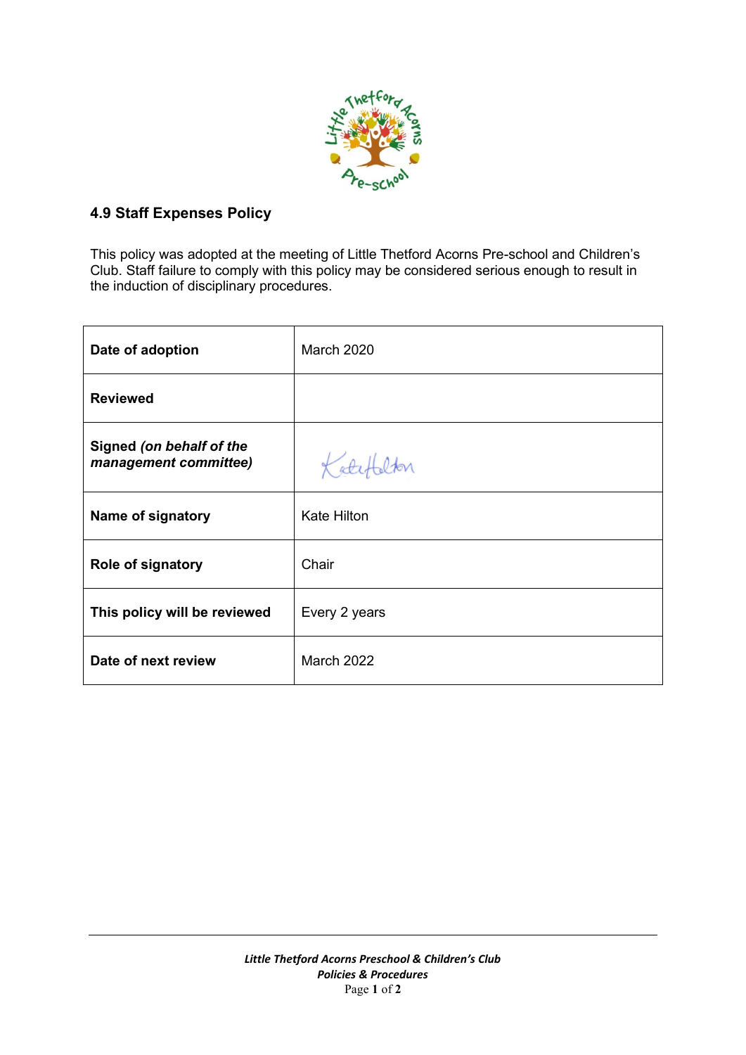## 4.9 Staff Expenses Policy

This policy was adopted at the meeting of Little Thetford Acorns Pre-school and Children's Club. Staff failure to comply with this policy may be considered serious enough to result in the induction of disciplinary procedures.

| | |
|---|---|
| **Date of adoption** | March 2020 |
| **Reviewed** | |
| **Signed** ***(on behalf of the management committee)*** | Kate Hilton |
| **Name of signatory** | Kate Hilton |
| **Role of signatory** | Chair |
| **This policy will be reviewed** | Every 2 years |
| **Date of next review** | March 2022 |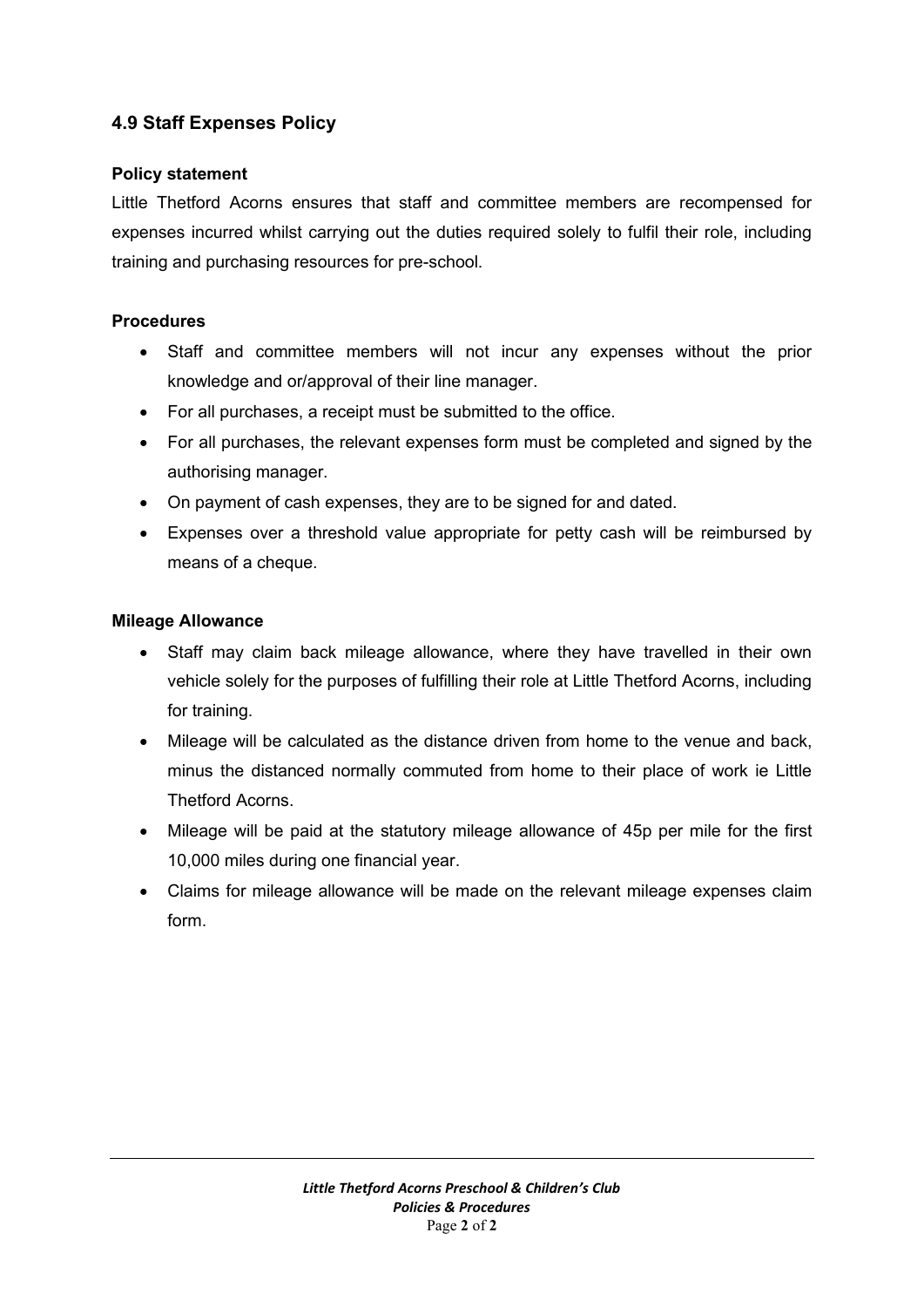## 4.9 Staff Expenses Policy

### Policy statement

Little Thetford Acorns ensures that staff and committee members are recompensed for expenses incurred whilst carrying out the duties required solely to fulfil their role, including training and purchasing resources for pre-school.

### Procedures

- Staff and committee members will not incur any expenses without the prior knowledge and or/approval of their line manager.
- For all purchases, a receipt must be submitted to the office.
- For all purchases, the relevant expenses form must be completed and signed by the authorising manager.
- On payment of cash expenses, they are to be signed for and dated.
- Expenses over a threshold value appropriate for petty cash will be reimbursed by means of a cheque.

### Mileage Allowance

- Staff may claim back mileage allowance, where they have travelled in their own vehicle solely for the purposes of fulfilling their role at Little Thetford Acorns, including for training.
- Mileage will be calculated as the distance driven from home to the venue and back, minus the distanced normally commuted from home to their place of work ie Little Thetford Acorns.
- Mileage will be paid at the statutory mileage allowance of 45p per mile for the first 10,000 miles during one financial year.
- Claims for mileage allowance will be made on the relevant mileage expenses claim form.